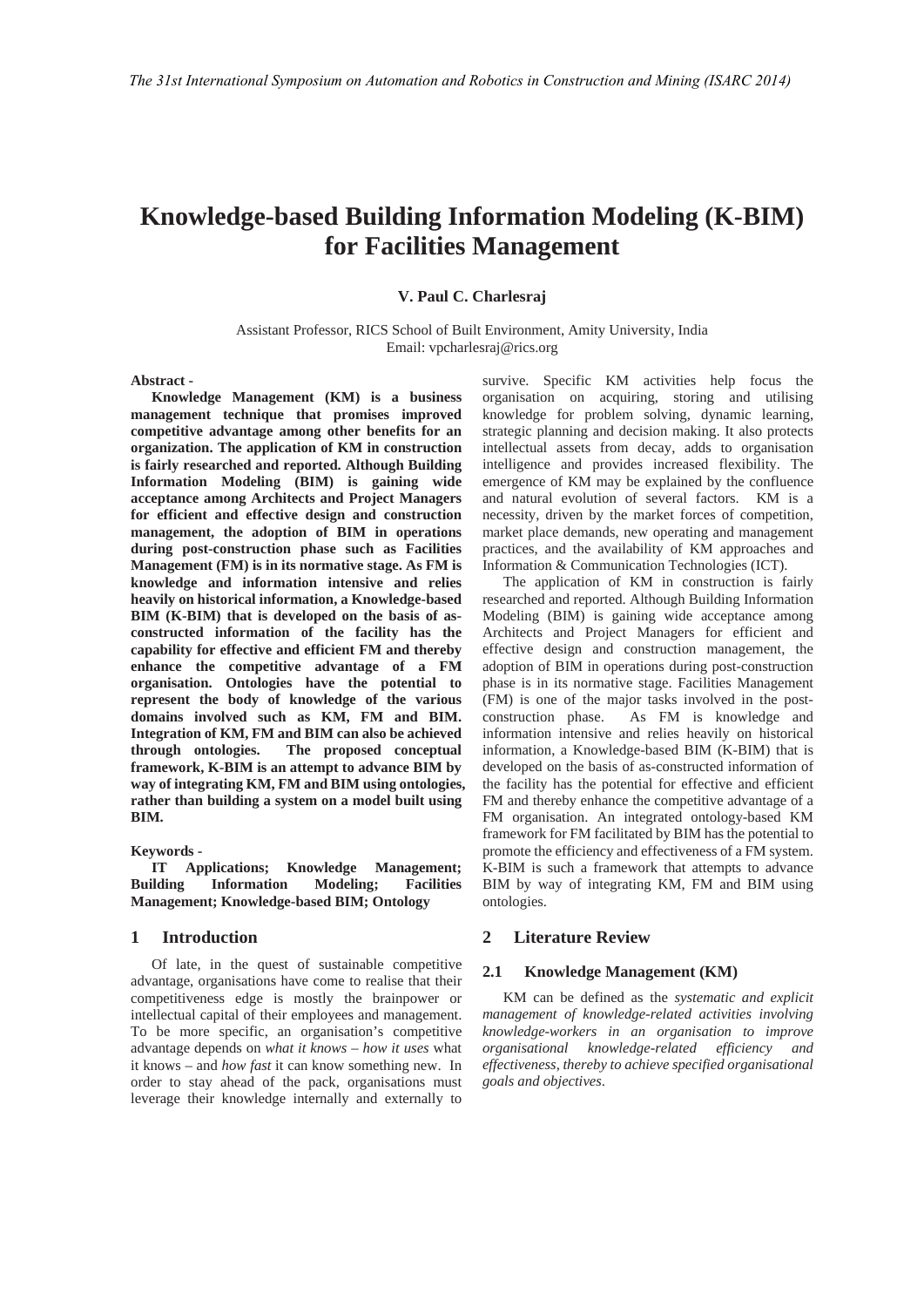# Knowledge-based Building Information Modeling (K-BIM) for Facilities Management

**V. Paul C. Charlesraj**

Assistant Professor, RICS School of Built Environment, Amity University, India
Email: vpcharlesraj@rics.org

**Abstract -**

**Knowledge Management (KM) is a business management technique that promises improved competitive advantage among other benefits for an organization. The application of KM in construction is fairly researched and reported. Although Building Information Modeling (BIM) is gaining wide acceptance among Architects and Project Managers for efficient and effective design and construction management, the adoption of BIM in operations during post-construction phase such as Facilities Management (FM) is in its normative stage. As FM is knowledge and information intensive and relies heavily on historical information, a Knowledge-based BIM (K-BIM) that is developed on the basis of as-constructed information of the facility has the capability for effective and efficient FM and thereby enhance the competitive advantage of a FM organisation. Ontologies have the potential to represent the body of knowledge of the various domains involved such as KM, FM and BIM. Integration of KM, FM and BIM can also be achieved through ontologies. The proposed conceptual framework, K-BIM is an attempt to advance BIM by way of integrating KM, FM and BIM using ontologies, rather than building a system on a model built using BIM.**

**Keywords -**

**IT Applications; Knowledge Management; Building Information Modeling; Facilities Management; Knowledge-based BIM; Ontology**

## 1 Introduction

Of late, in the quest of sustainable competitive advantage, organisations have come to realise that their competitiveness edge is mostly the brainpower or intellectual capital of their employees and management. To be more specific, an organisation's competitive advantage depends on *what it knows – how it uses* what it knows – and *how fast* it can know something new. In order to stay ahead of the pack, organisations must leverage their knowledge internally and externally to survive. Specific KM activities help focus the organisation on acquiring, storing and utilising knowledge for problem solving, dynamic learning, strategic planning and decision making. It also protects intellectual assets from decay, adds to organisation intelligence and provides increased flexibility. The emergence of KM may be explained by the confluence and natural evolution of several factors. KM is a necessity, driven by the market forces of competition, market place demands, new operating and management practices, and the availability of KM approaches and Information & Communication Technologies (ICT).

The application of KM in construction is fairly researched and reported. Although Building Information Modeling (BIM) is gaining wide acceptance among Architects and Project Managers for efficient and effective design and construction management, the adoption of BIM in operations during post-construction phase is in its normative stage. Facilities Management (FM) is one of the major tasks involved in the post-construction phase. As FM is knowledge and information intensive and relies heavily on historical information, a Knowledge-based BIM (K-BIM) that is developed on the basis of as-constructed information of the facility has the potential for effective and efficient FM and thereby enhance the competitive advantage of a FM organisation. An integrated ontology-based KM framework for FM facilitated by BIM has the potential to promote the efficiency and effectiveness of a FM system. K-BIM is such a framework that attempts to advance BIM by way of integrating KM, FM and BIM using ontologies.

## 2 Literature Review

### 2.1 Knowledge Management (KM)

KM can be defined as the *systematic and explicit management of knowledge-related activities involving knowledge-workers in an organisation to improve organisational knowledge-related efficiency and effectiveness, thereby to achieve specified organisational goals and objectives.*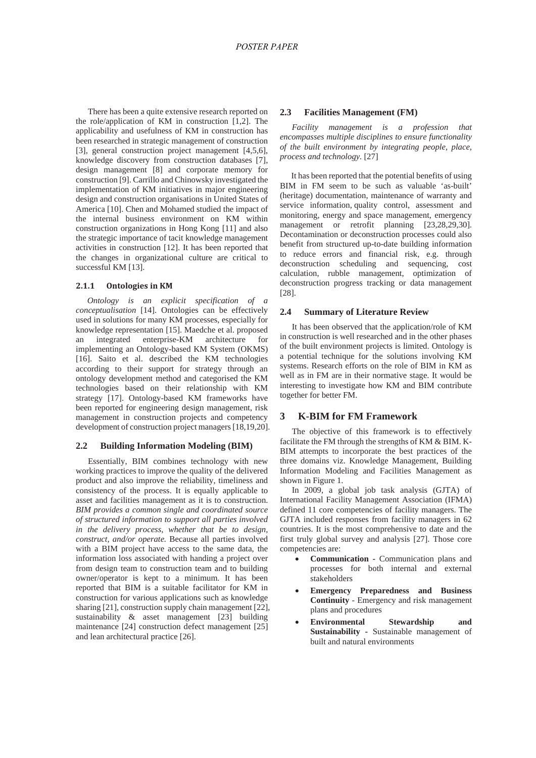There has been a quite extensive research reported on the role/application of KM in construction [1,2]. The applicability and usefulness of KM in construction has been researched in strategic management of construction [3], general construction project management [4,5,6], knowledge discovery from construction databases [7], design management [8] and corporate memory for construction [9]. Carrillo and Chinowsky investigated the implementation of KM initiatives in major engineering design and construction organisations in United States of America [10]. Chen and Mohamed studied the impact of the internal business environment on KM within construction organizations in Hong Kong [11] and also the strategic importance of tacit knowledge management activities in construction [12]. It has been reported that the changes in organizational culture are critical to successful KM [13].

#### 2.1.1 Ontologies in KM

*Ontology is an explicit specification of a conceptualisation* [14]. Ontologies can be effectively used in solutions for many KM processes, especially for knowledge representation [15]. Maedche et al. proposed an integrated enterprise-KM architecture for implementing an Ontology-based KM System (OKMS) [16]. Saito et al. described the KM technologies according to their support for strategy through an ontology development method and categorised the KM technologies based on their relationship with KM strategy [17]. Ontology-based KM frameworks have been reported for engineering design management, risk management in construction projects and competency development of construction project managers [18,19,20].

### 2.2 Building Information Modeling (BIM)

Essentially, BIM combines technology with new working practices to improve the quality of the delivered product and also improve the reliability, timeliness and consistency of the process. It is equally applicable to asset and facilities management as it is to construction. *BIM provides a common single and coordinated source of structured information to support all parties involved in the delivery process, whether that be to design, construct, and/or operate.* Because all parties involved with a BIM project have access to the same data, the information loss associated with handing a project over from design team to construction team and to building owner/operator is kept to a minimum. It has been reported that BIM is a suitable facilitator for KM in construction for various applications such as knowledge sharing [21], construction supply chain management [22], sustainability & asset management [23] building maintenance [24] construction defect management [25] and lean architectural practice [26].

### 2.3 Facilities Management (FM)

*Facility management is a profession that encompasses multiple disciplines to ensure functionality of the built environment by integrating people, place, process and technology.* [27]

It has been reported that the potential benefits of using BIM in FM seem to be such as valuable 'as-built' (heritage) documentation, maintenance of warranty and service information, quality control, assessment and monitoring, energy and space management, emergency management or retrofit planning [23,28,29,30]. Decontamination or deconstruction processes could also benefit from structured up-to-date building information to reduce errors and financial risk, e.g. through deconstruction scheduling and sequencing, cost calculation, rubble management, optimization of deconstruction progress tracking or data management [28].

### 2.4 Summary of Literature Review

It has been observed that the application/role of KM in construction is well researched and in the other phases of the built environment projects is limited. Ontology is a potential technique for the solutions involving KM systems. Research efforts on the role of BIM in KM as well as in FM are in their normative stage. It would be interesting to investigate how KM and BIM contribute together for better FM.

## 3 K-BIM for FM Framework

The objective of this framework is to effectively facilitate the FM through the strengths of KM & BIM. K-BIM attempts to incorporate the best practices of the three domains viz. Knowledge Management, Building Information Modeling and Facilities Management as shown in Figure 1.

In 2009, a global job task analysis (GJTA) of International Facility Management Association (IFMA) defined 11 core competencies of facility managers. The GJTA included responses from facility managers in 62 countries. It is the most comprehensive to date and the first truly global survey and analysis [27]. Those core competencies are:

- **Communication** - Communication plans and processes for both internal and external stakeholders
- **Emergency Preparedness and Business Continuity** - Emergency and risk management plans and procedures
- **Environmental Stewardship and Sustainability** - Sustainable management of built and natural environments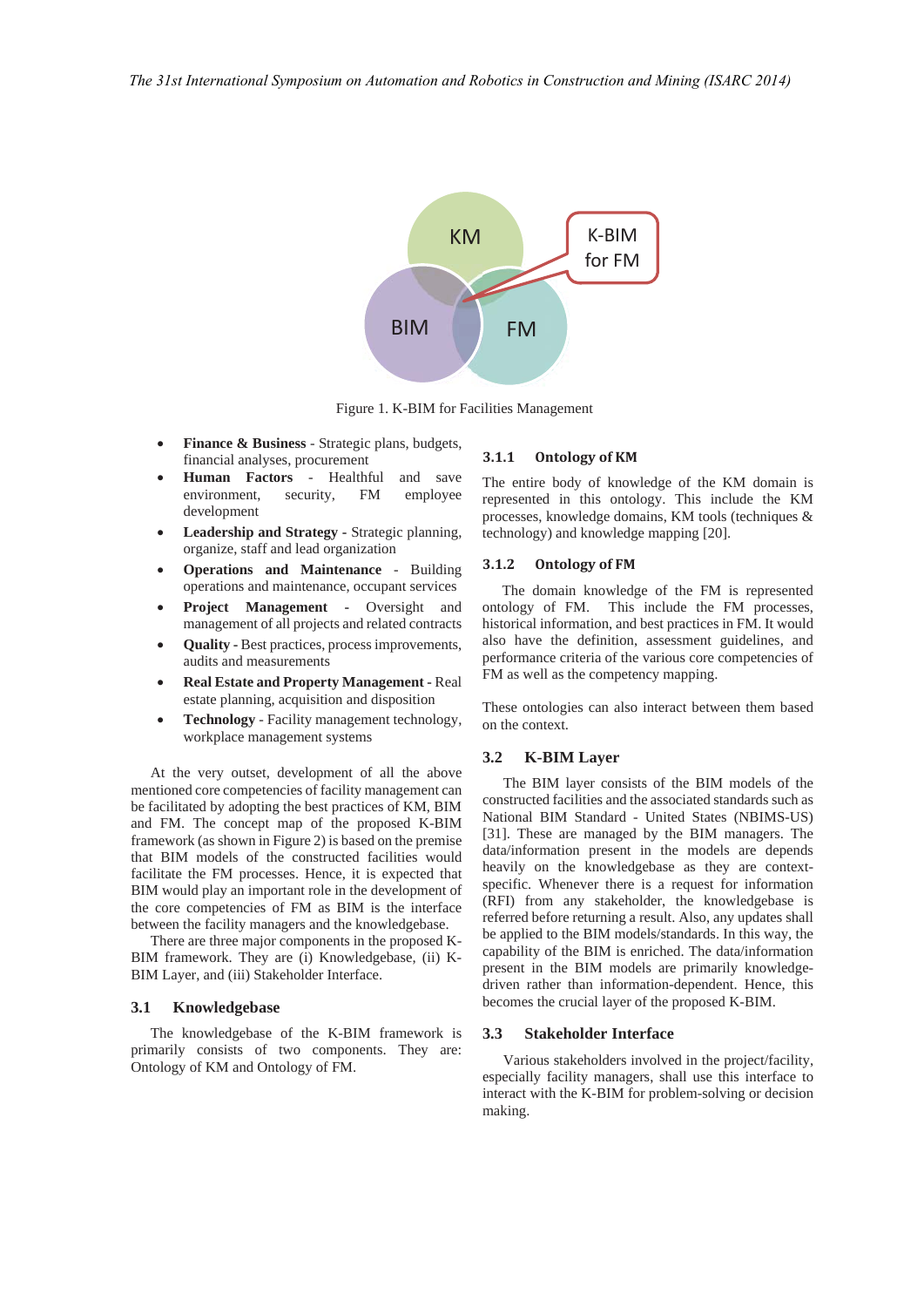Figure 1. K-BIM for Facilities Management

- **Finance & Business** - Strategic plans, budgets, financial analyses, procurement
- **Human Factors** - Healthful and save environment, security, FM employee development
- **Leadership and Strategy** - Strategic planning, organize, staff and lead organization
- **Operations and Maintenance** - Building operations and maintenance, occupant services
- **Project Management** - Oversight and management of all projects and related contracts
- **Quality** - Best practices, process improvements, audits and measurements
- **Real Estate and Property Management** - Real estate planning, acquisition and disposition
- **Technology** - Facility management technology, workplace management systems

At the very outset, development of all the above mentioned core competencies of facility management can be facilitated by adopting the best practices of KM, BIM and FM. The concept map of the proposed K-BIM framework (as shown in Figure 2) is based on the premise that BIM models of the constructed facilities would facilitate the FM processes. Hence, it is expected that BIM would play an important role in the development of the core competencies of FM as BIM is the interface between the facility managers and the knowledgebase.

There are three major components in the proposed K-BIM framework. They are (i) Knowledgebase, (ii) K-BIM Layer, and (iii) Stakeholder Interface.

## 3.1 Knowledgebase

The knowledgebase of the K-BIM framework is primarily consists of two components. They are: Ontology of KM and Ontology of FM.

### 3.1.1 Ontology of KM

The entire body of knowledge of the KM domain is represented in this ontology. This include the KM processes, knowledge domains, KM tools (techniques & technology) and knowledge mapping [20].

### 3.1.2 Ontology of FM

The domain knowledge of the FM is represented ontology of FM. This include the FM processes, historical information, and best practices in FM. It would also have the definition, assessment guidelines, and performance criteria of the various core competencies of FM as well as the competency mapping.

These ontologies can also interact between them based on the context.

## 3.2 K-BIM Layer

The BIM layer consists of the BIM models of the constructed facilities and the associated standards such as National BIM Standard - United States (NBIMS-US) [31]. These are managed by the BIM managers. The data/information present in the models are depends heavily on the knowledgebase as they are context-specific. Whenever there is a request for information (RFI) from any stakeholder, the knowledgebase is referred before returning a result. Also, any updates shall be applied to the BIM models/standards. In this way, the capability of the BIM is enriched. The data/information present in the BIM models are primarily knowledge-driven rather than information-dependent. Hence, this becomes the crucial layer of the proposed K-BIM.

## 3.3 Stakeholder Interface

Various stakeholders involved in the project/facility, especially facility managers, shall use this interface to interact with the K-BIM for problem-solving or decision making.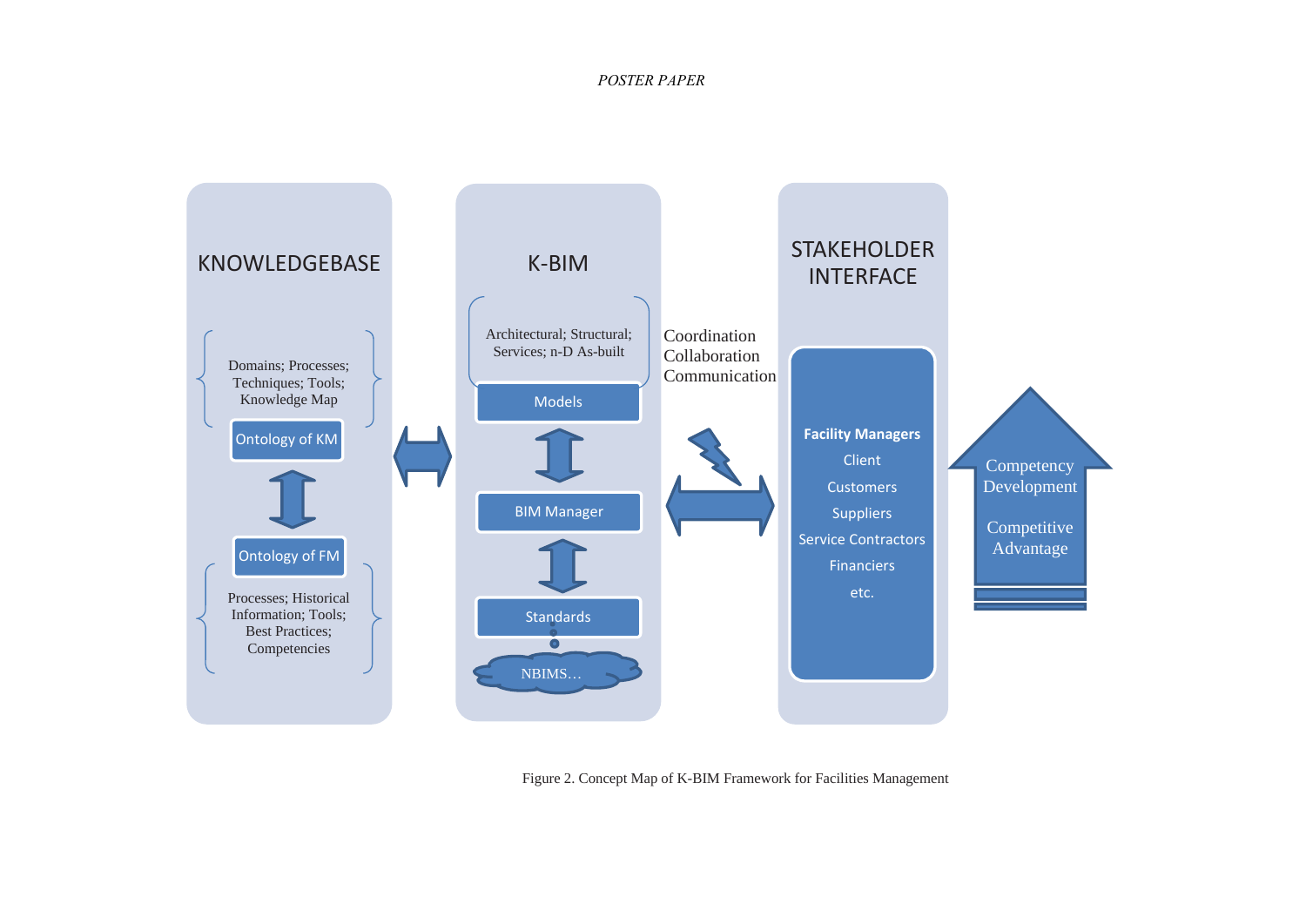**KNOWLEDGEBASE**

Domains; Processes; Techniques; Tools; Knowledge Map

Ontology of KM

Ontology of FM

Processes; Historical Information; Tools; Best Practices; Competencies

**K-BIM**

Architectural; Structural; Services; n-D As-built

Models

BIM Manager

Standards

NBIMS…

Coordination
Collaboration
Communication

**STAKEHOLDER INTERFACE**

**Facility Managers**
Client
Customers
Suppliers
Service Contractors
Financiers
etc.

Competency Development

Competitive Advantage

Figure 2. Concept Map of K-BIM Framework for Facilities Management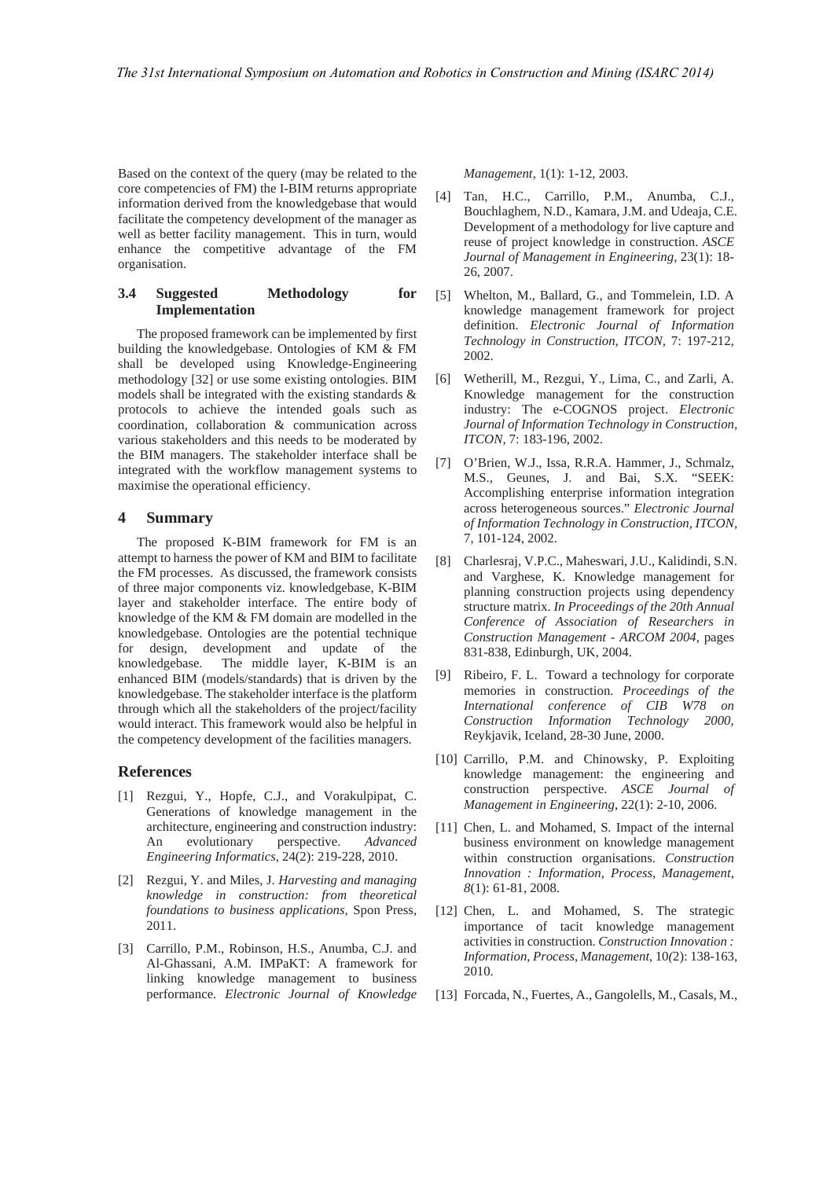Based on the context of the query (may be related to the core competencies of FM) the I-BIM returns appropriate information derived from the knowledgebase that would facilitate the competency development of the manager as well as better facility management. This in turn, would enhance the competitive advantage of the FM organisation.

### 3.4 Suggested Methodology for Implementation

The proposed framework can be implemented by first building the knowledgebase. Ontologies of KM & FM shall be developed using Knowledge-Engineering methodology [32] or use some existing ontologies. BIM models shall be integrated with the existing standards & protocols to achieve the intended goals such as coordination, collaboration & communication across various stakeholders and this needs to be moderated by the BIM managers. The stakeholder interface shall be integrated with the workflow management systems to maximise the operational efficiency.

## 4 Summary

The proposed K-BIM framework for FM is an attempt to harness the power of KM and BIM to facilitate the FM processes. As discussed, the framework consists of three major components viz. knowledgebase, K-BIM layer and stakeholder interface. The entire body of knowledge of the KM & FM domain are modelled in the knowledgebase. Ontologies are the potential technique for design, development and update of the knowledgebase. The middle layer, K-BIM is an enhanced BIM (models/standards) that is driven by the knowledgebase. The stakeholder interface is the platform through which all the stakeholders of the project/facility would interact. This framework would also be helpful in the competency development of the facilities managers.

## References

[1] Rezgui, Y., Hopfe, C.J., and Vorakulpipat, C. Generations of knowledge management in the architecture, engineering and construction industry: An evolutionary perspective. *Advanced Engineering Informatics*, 24(2): 219-228, 2010.

[2] Rezgui, Y. and Miles, J. *Harvesting and managing knowledge in construction: from theoretical foundations to business applications*, Spon Press, 2011.

[3] Carrillo, P.M., Robinson, H.S., Anumba, C.J. and Al-Ghassani, A.M. IMPaKT: A framework for linking knowledge management to business performance. *Electronic Journal of Knowledge Management*, 1(1): 1-12, 2003.

[4] Tan, H.C., Carrillo, P.M., Anumba, C.J., Bouchlaghem, N.D., Kamara, J.M. and Udeaja, C.E. Development of a methodology for live capture and reuse of project knowledge in construction. *ASCE Journal of Management in Engineering*, 23(1): 18-26, 2007.

[5] Whelton, M., Ballard, G., and Tommelein, I.D. A knowledge management framework for project definition. *Electronic Journal of Information Technology in Construction, ITCON*, 7: 197-212, 2002.

[6] Wetherill, M., Rezgui, Y., Lima, C., and Zarli, A. Knowledge management for the construction industry: The e-COGNOS project. *Electronic Journal of Information Technology in Construction, ITCON*, 7: 183-196, 2002.

[7] O'Brien, W.J., Issa, R.R.A. Hammer, J., Schmalz, M.S., Geunes, J. and Bai, S.X. "SEEK: Accomplishing enterprise information integration across heterogeneous sources." *Electronic Journal of Information Technology in Construction, ITCON*, 7, 101-124, 2002.

[8] Charlesraj, V.P.C., Maheswari, J.U., Kalidindi, S.N. and Varghese, K. Knowledge management for planning construction projects using dependency structure matrix. *In Proceedings of the 20th Annual Conference of Association of Researchers in Construction Management - ARCOM 2004*, pages 831-838, Edinburgh, UK, 2004.

[9] Ribeiro, F. L. Toward a technology for corporate memories in construction. *Proceedings of the International conference of CIB W78 on Construction Information Technology 2000*, Reykjavik, Iceland, 28-30 June, 2000.

[10] Carrillo, P.M. and Chinowsky, P. Exploiting knowledge management: the engineering and construction perspective. *ASCE Journal of Management in Engineering*, 22(1): 2-10, 2006.

[11] Chen, L. and Mohamed, S. Impact of the internal business environment on knowledge management within construction organisations. *Construction Innovation : Information, Process, Management*, *8*(1): 61-81, 2008.

[12] Chen, L. and Mohamed, S. The strategic importance of tacit knowledge management activities in construction. *Construction Innovation : Information, Process, Management*, 10(2): 138-163, 2010.

[13] Forcada, N., Fuertes, A., Gangolells, M., Casals, M.,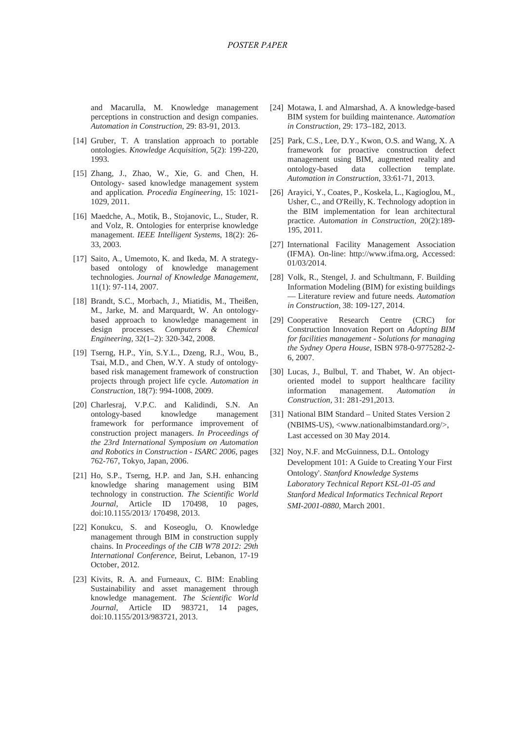and Macarulla, M. Knowledge management perceptions in construction and design companies. *Automation in Construction*, 29: 83-91, 2013.

[14] Gruber, T. A translation approach to portable ontologies. *Knowledge Acquisition,* 5(2): 199-220, 1993.

[15] Zhang, J., Zhao, W., Xie, G. and Chen, H. Ontology- sased knowledge management system and application. *Procedia Engineering,* 15: 1021-1029, 2011.

[16] Maedche, A., Motik, B., Stojanovic, L., Studer, R. and Volz, R. Ontologies for enterprise knowledge management. *IEEE Intelligent Systems*, 18(2): 26-33, 2003.

[17] Saito, A., Umemoto, K. and Ikeda, M. A strategy-based ontology of knowledge management technologies. *Journal of Knowledge Management*, 11(1): 97-114, 2007.

[18] Brandt, S.C., Morbach, J., Miatidis, M., Theißen, M., Jarke, M. and Marquardt, W. An ontology-based approach to knowledge management in design processes*. Computers & Chemical Engineering*, 32(1–2): 320-342, 2008.

[19] Tserng, H.P., Yin, S.Y.L., Dzeng, R.J., Wou, B., Tsai, M.D., and Chen, W.Y. A study of ontology-based risk management framework of construction projects through project life cycle. *Automation in Construction*, 18(7): 994-1008, 2009.

[20] Charlesraj, V.P.C. and Kalidindi, S.N. An ontology-based knowledge management framework for performance improvement of construction project managers. *In Proceedings of the 23rd International Symposium on Automation and Robotics in Construction - ISARC 2006*, pages 762-767, Tokyo, Japan, 2006.

[21] Ho, S.P., Tserng, H.P. and Jan, S.H. enhancing knowledge sharing management using BIM technology in construction. *The Scientific World Journal*, Article ID 170498, 10 pages, doi:10.1155/2013/ 170498, 2013.

[22] Konukcu, S. and Koseoglu, O. Knowledge management through BIM in construction supply chains. In *Proceedings of the CIB W78 2012: 29th International Conference*, Beirut, Lebanon, 17-19 October, 2012.

[23] Kivits, R. A. and Furneaux, C. BIM: Enabling Sustainability and asset management through knowledge management. *The Scientific World Journal,* Article ID 983721, 14 pages, doi:10.1155/2013/983721, 2013.

[24] Motawa, I. and Almarshad, A. A knowledge-based BIM system for building maintenance. *Automation in Construction,* 29: 173–182, 2013.

[25] Park, C.S., Lee, D.Y., Kwon, O.S. and Wang, X. A framework for proactive construction defect management using BIM, augmented reality and ontology-based data collection template. *Automation in Construction*, 33:61-71, 2013.

[26] Arayici, Y., Coates, P., Koskela, L., Kagioglou, M., Usher, C., and O'Reilly, K. Technology adoption in the BIM implementation for lean architectural practice. *Automation in Construction,* 20(2):189-195, 2011.

[27] International Facility Management Association (IFMA). On-line: http://www.ifma.org, Accessed: 01/03/2014.

[28] Volk, R., Stengel, J. and Schultmann, F. Building Information Modeling (BIM) for existing buildings — Literature review and future needs*. Automation in Construction*, 38: 109-127, 2014.

[29] Cooperative Research Centre (CRC) for Construction Innovation Report on *Adopting BIM for facilities management - Solutions for managing the Sydney Opera House,* ISBN 978-0-9775282-2-6, 2007.

[30] Lucas, J., Bulbul, T. and Thabet, W. An object-oriented model to support healthcare facility information management. *Automation in Construction,* 31: 281-291,2013.

[31] National BIM Standard – United States Version 2 (NBIMS-US), <www.nationalbimstandard.org/>, Last accessed on 30 May 2014.

[32] Noy, N.F. and McGuinness, D.L. Ontology Development 101: A Guide to Creating Your First Ontology'. *Stanford Knowledge Systems Laboratory Technical Report KSL-01-05 and Stanford Medical Informatics Technical Report SMI-2001-0880*, March 2001.